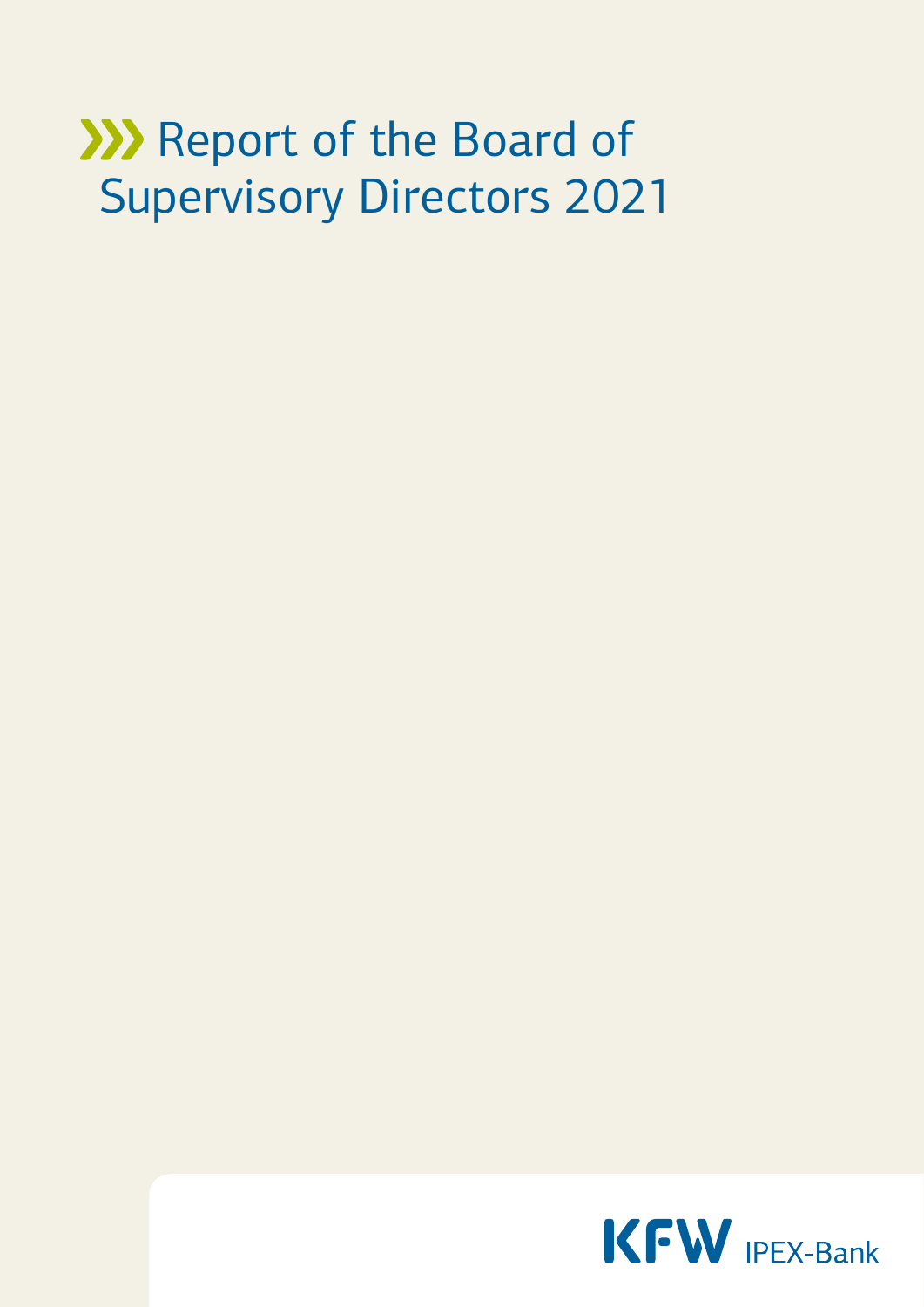# Report of the Board of Supervisory Directors 2021

KFW IPEX-Bank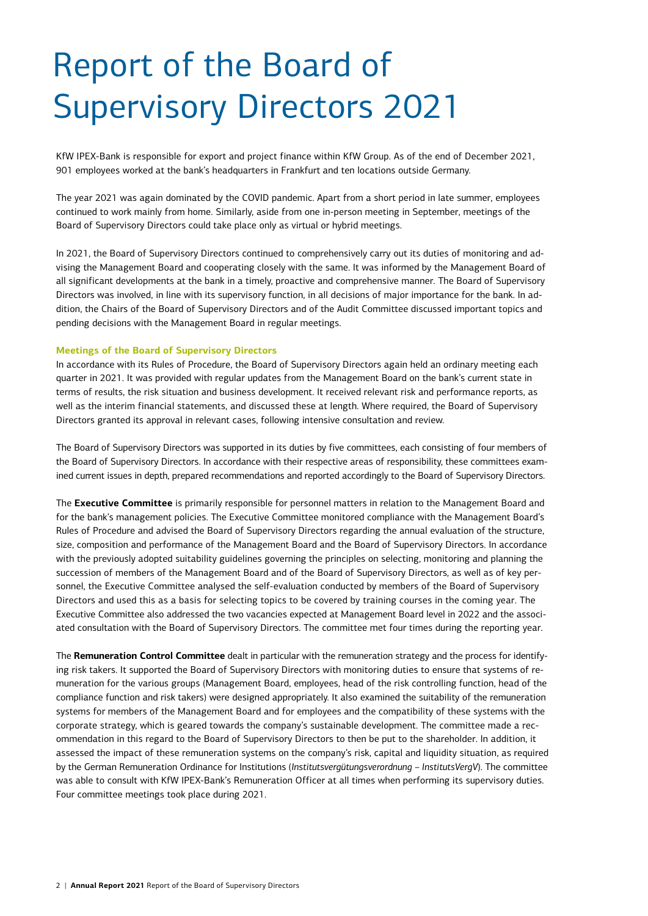# Report of the Board of Supervisory Directors 2021

KfW IPEX-Bank is responsible for export and project finance within KfW Group. As of the end of December 2021, 901 employees worked at the bank's headquarters in Frankfurt and ten locations outside Germany.

The year 2021 was again dominated by the COVID pandemic. Apart from a short period in late summer, employees continued to work mainly from home. Similarly, aside from one in-person meeting in September, meetings of the Board of Supervisory Directors could take place only as virtual or hybrid meetings.

In 2021, the Board of Supervisory Directors continued to comprehensively carry out its duties of monitoring and advising the Management Board and cooperating closely with the same. It was informed by the Management Board of all significant developments at the bank in a timely, proactive and comprehensive manner. The Board of Supervisory Directors was involved, in line with its supervisory function, in all decisions of major importance for the bank. In addition, the Chairs of the Board of Supervisory Directors and of the Audit Committee discussed important topics and pending decisions with the Management Board in regular meetings.

### Meetings of the Board of Supervisory Directors

In accordance with its Rules of Procedure, the Board of Supervisory Directors again held an ordinary meeting each quarter in 2021. It was provided with regular updates from the Management Board on the bank's current state in terms of results, the risk situation and business development. It received relevant risk and performance reports, as well as the interim financial statements, and discussed these at length. Where required, the Board of Supervisory Directors granted its approval in relevant cases, following intensive consultation and review.

The Board of Supervisory Directors was supported in its duties by five committees, each consisting of four members of the Board of Supervisory Directors. In accordance with their respective areas of responsibility, these committees examined current issues in depth, prepared recommendations and reported accordingly to the Board of Supervisory Directors.

The **Executive Committee** is primarily responsible for personnel matters in relation to the Management Board and for the bank's management policies. The Executive Committee monitored compliance with the Management Board's Rules of Procedure and advised the Board of Supervisory Directors regarding the annual evaluation of the structure, size, composition and performance of the Management Board and the Board of Supervisory Directors. In accordance with the previously adopted suitability guidelines governing the principles on selecting, monitoring and planning the succession of members of the Management Board and of the Board of Supervisory Directors, as well as of key personnel, the Executive Committee analysed the self-evaluation conducted by members of the Board of Supervisory Directors and used this as a basis for selecting topics to be covered by training courses in the coming year. The Executive Committee also addressed the two vacancies expected at Management Board level in 2022 and the associated consultation with the Board of Supervisory Directors. The committee met four times during the reporting year.

The **Remuneration Control Committee** dealt in particular with the remuneration strategy and the process for identifying risk takers. It supported the Board of Supervisory Directors with monitoring duties to ensure that systems of remuneration for the various groups (Management Board, employees, head of the risk controlling function, head of the compliance function and risk takers) were designed appropriately. It also examined the suitability of the remuneration systems for members of the Management Board and for employees and the compatibility of these systems with the corporate strategy, which is geared towards the company's sustainable development. The committee made a recommendation in this regard to the Board of Supervisory Directors to then be put to the shareholder. In addition, it assessed the impact of these remuneration systems on the company's risk, capital and liquidity situation, as required by the German Remuneration Ordinance for Institutions (*Institutsvergütungsverordnung – InstitutsVergV*). The committee was able to consult with KfW IPEX-Bank's Remuneration Officer at all times when performing its supervisory duties. Four committee meetings took place during 2021.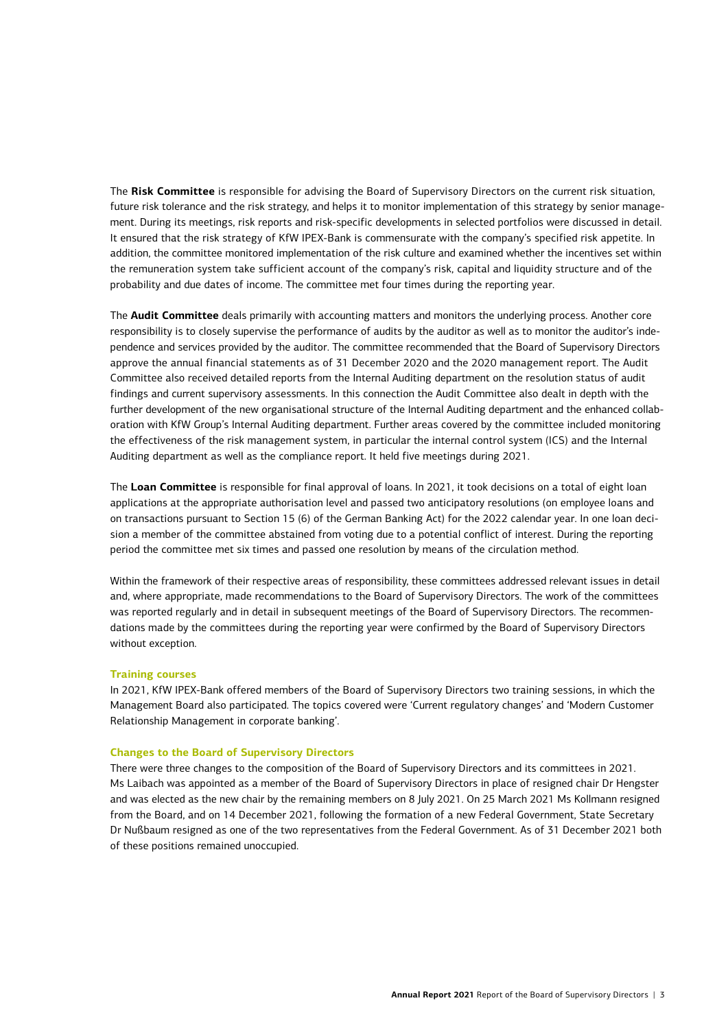The **Risk Committee** is responsible for advising the Board of Supervisory Directors on the current risk situation, future risk tolerance and the risk strategy, and helps it to monitor implementation of this strategy by senior management. During its meetings, risk reports and risk-specific developments in selected portfolios were discussed in detail. It ensured that the risk strategy of KfW IPEX-Bank is commensurate with the company's specified risk appetite. In addition, the committee monitored implementation of the risk culture and examined whether the incentives set within the remuneration system take sufficient account of the company's risk, capital and liquidity structure and of the probability and due dates of income. The committee met four times during the reporting year.

The **Audit Committee** deals primarily with accounting matters and monitors the underlying process. Another core responsibility is to closely supervise the performance of audits by the auditor as well as to monitor the auditor's independence and services provided by the auditor. The committee recommended that the Board of Supervisory Directors approve the annual financial statements as of 31 December 2020 and the 2020 management report. The Audit Committee also received detailed reports from the Internal Auditing department on the resolution status of audit findings and current supervisory assessments. In this connection the Audit Committee also dealt in depth with the further development of the new organisational structure of the Internal Auditing department and the enhanced collaboration with KfW Group's Internal Auditing department. Further areas covered by the committee included monitoring the effectiveness of the risk management system, in particular the internal control system (ICS) and the Internal Auditing department as well as the compliance report. It held five meetings during 2021.

The **Loan Committee** is responsible for final approval of loans. In 2021, it took decisions on a total of eight loan applications at the appropriate authorisation level and passed two anticipatory resolutions (on employee loans and on transactions pursuant to Section 15 (6) of the German Banking Act) for the 2022 calendar year. In one loan decision a member of the committee abstained from voting due to a potential conflict of interest. During the reporting period the committee met six times and passed one resolution by means of the circulation method.

Within the framework of their respective areas of responsibility, these committees addressed relevant issues in detail and, where appropriate, made recommendations to the Board of Supervisory Directors. The work of the committees was reported regularly and in detail in subsequent meetings of the Board of Supervisory Directors. The recommendations made by the committees during the reporting year were confirmed by the Board of Supervisory Directors without exception.

### Training courses

In 2021, KfW IPEX-Bank offered members of the Board of Supervisory Directors two training sessions, in which the Management Board also participated. The topics covered were 'Current regulatory changes' and 'Modern Customer Relationship Management in corporate banking'.

### Changes to the Board of Supervisory Directors

There were three changes to the composition of the Board of Supervisory Directors and its committees in 2021. Ms Laibach was appointed as a member of the Board of Supervisory Directors in place of resigned chair Dr Hengster and was elected as the new chair by the remaining members on 8 July 2021. On 25 March 2021 Ms Kollmann resigned from the Board, and on 14 December 2021, following the formation of a new Federal Government, State Secretary Dr Nußbaum resigned as one of the two representatives from the Federal Government. As of 31 December 2021 both of these positions remained unoccupied.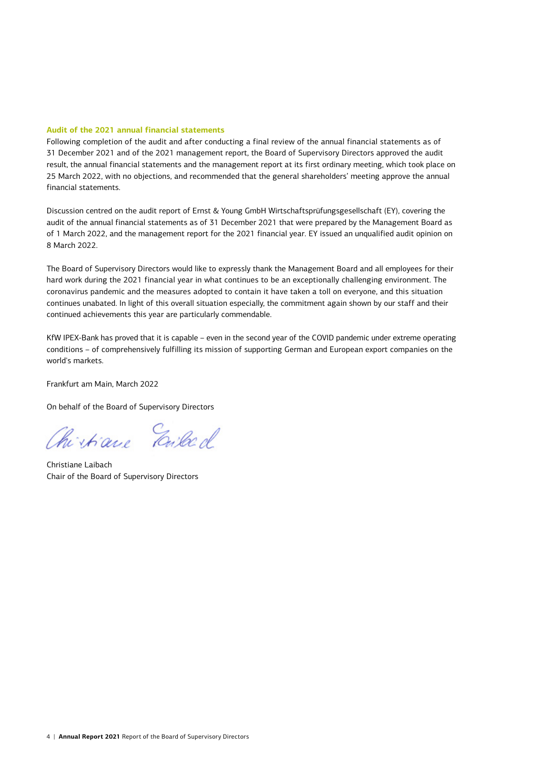### Audit of the 2021 annual financial statements

Following completion of the audit and after conducting a final review of the annual financial statements as of 31 December 2021 and of the 2021 management report, the Board of Supervisory Directors approved the audit result, the annual financial statements and the management report at its first ordinary meeting, which took place on 25 March 2022, with no objections, and recommended that the general shareholders' meeting approve the annual financial statements.

Discussion centred on the audit report of Ernst & Young GmbH Wirtschaftsprüfungsgesellschaft (EY), covering the audit of the annual financial statements as of 31 December 2021 that were prepared by the Management Board as of 1 March 2022, and the management report for the 2021 financial year. EY issued an unqualified audit opinion on 8 March 2022.

The Board of Supervisory Directors would like to expressly thank the Management Board and all employees for their hard work during the 2021 financial year in what continues to be an exceptionally challenging environment. The coronavirus pandemic and the measures adopted to contain it have taken a toll on everyone, and this situation continues unabated. In light of this overall situation especially, the commitment again shown by our staff and their continued achievements this year are particularly commendable.

KfW IPEX-Bank has proved that it is capable – even in the second year of the COVID pandemic under extreme operating conditions – of comprehensively fulfilling its mission of supporting German and European export companies on the world's markets.

Frankfurt am Main, March 2022

On behalf of the Board of Supervisory Directors

Christiane Laibach
Chair of the Board of Supervisory Directors